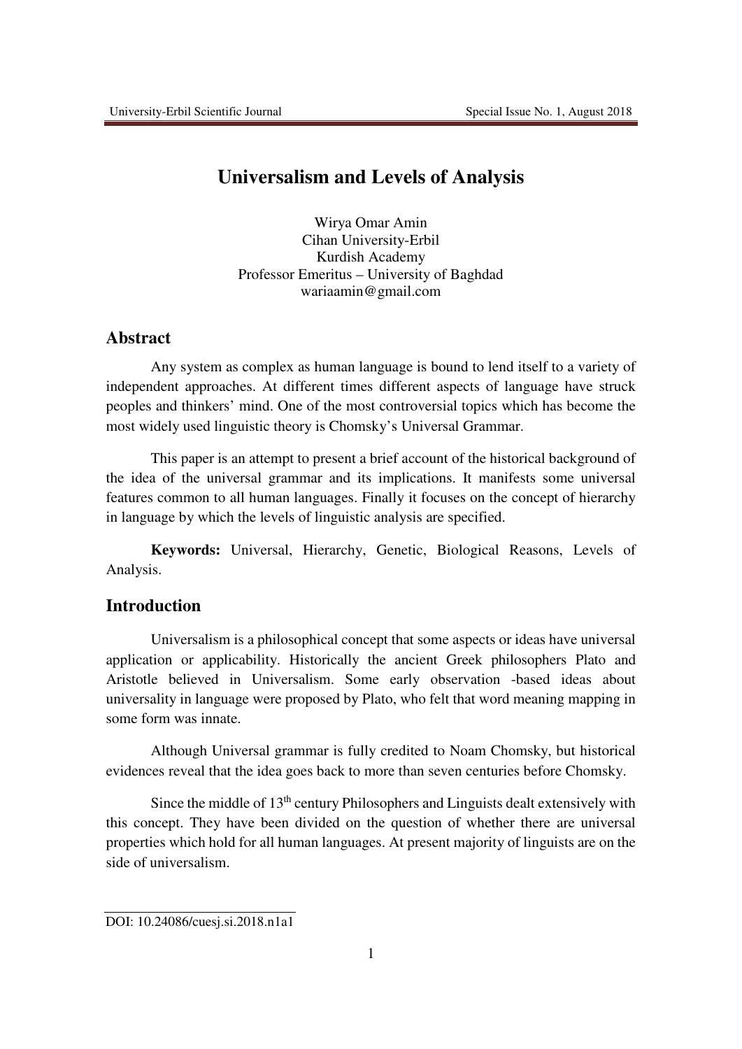# Universalism and Levels of Analysis

Wirya Omar Amin
Cihan University-Erbil
Kurdish Academy
Professor Emeritus – University of Baghdad
wariaamin@gmail.com

## Abstract

Any system as complex as human language is bound to lend itself to a variety of independent approaches. At different times different aspects of language have struck peoples and thinkers' mind. One of the most controversial topics which has become the most widely used linguistic theory is Chomsky's Universal Grammar.

This paper is an attempt to present a brief account of the historical background of the idea of the universal grammar and its implications. It manifests some universal features common to all human languages. Finally it focuses on the concept of hierarchy in language by which the levels of linguistic analysis are specified.

**Keywords:** Universal, Hierarchy, Genetic, Biological Reasons, Levels of Analysis.

## Introduction

Universalism is a philosophical concept that some aspects or ideas have universal application or applicability. Historically the ancient Greek philosophers Plato and Aristotle believed in Universalism. Some early observation -based ideas about universality in language were proposed by Plato, who felt that word meaning mapping in some form was innate.

Although Universal grammar is fully credited to Noam Chomsky, but historical evidences reveal that the idea goes back to more than seven centuries before Chomsky.

Since the middle of 13th century Philosophers and Linguists dealt extensively with this concept. They have been divided on the question of whether there are universal properties which hold for all human languages. At present majority of linguists are on the side of universalism.

DOI: 10.24086/cuesj.si.2018.n1a1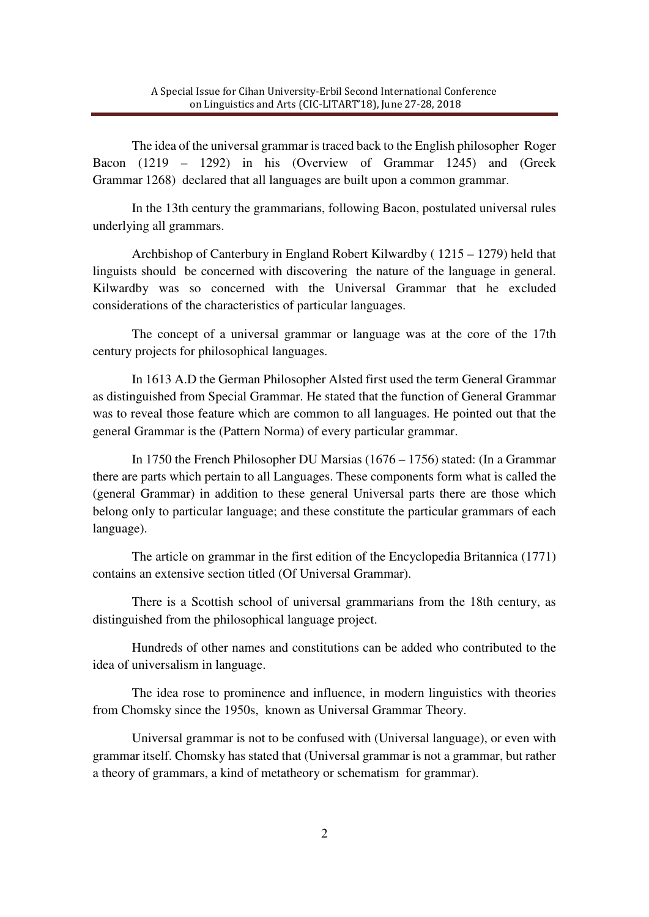The idea of the universal grammar is traced back to the English philosopher Roger Bacon (1219 – 1292) in his (Overview of Grammar 1245) and (Greek Grammar 1268) declared that all languages are built upon a common grammar.

In the 13th century the grammarians, following Bacon, postulated universal rules underlying all grammars.

Archbishop of Canterbury in England Robert Kilwardby ( 1215 – 1279) held that linguists should be concerned with discovering the nature of the language in general. Kilwardby was so concerned with the Universal Grammar that he excluded considerations of the characteristics of particular languages.

The concept of a universal grammar or language was at the core of the 17th century projects for philosophical languages.

In 1613 A.D the German Philosopher Alsted first used the term General Grammar as distinguished from Special Grammar. He stated that the function of General Grammar was to reveal those feature which are common to all languages. He pointed out that the general Grammar is the (Pattern Norma) of every particular grammar.

In 1750 the French Philosopher DU Marsias (1676 – 1756) stated: (In a Grammar there are parts which pertain to all Languages. These components form what is called the (general Grammar) in addition to these general Universal parts there are those which belong only to particular language; and these constitute the particular grammars of each language).

The article on grammar in the first edition of the Encyclopedia Britannica (1771) contains an extensive section titled (Of Universal Grammar).

There is a Scottish school of universal grammarians from the 18th century, as distinguished from the philosophical language project.

Hundreds of other names and constitutions can be added who contributed to the idea of universalism in language.

The idea rose to prominence and influence, in modern linguistics with theories from Chomsky since the 1950s, known as Universal Grammar Theory.

Universal grammar is not to be confused with (Universal language), or even with grammar itself. Chomsky has stated that (Universal grammar is not a grammar, but rather a theory of grammars, a kind of metatheory or schematism for grammar).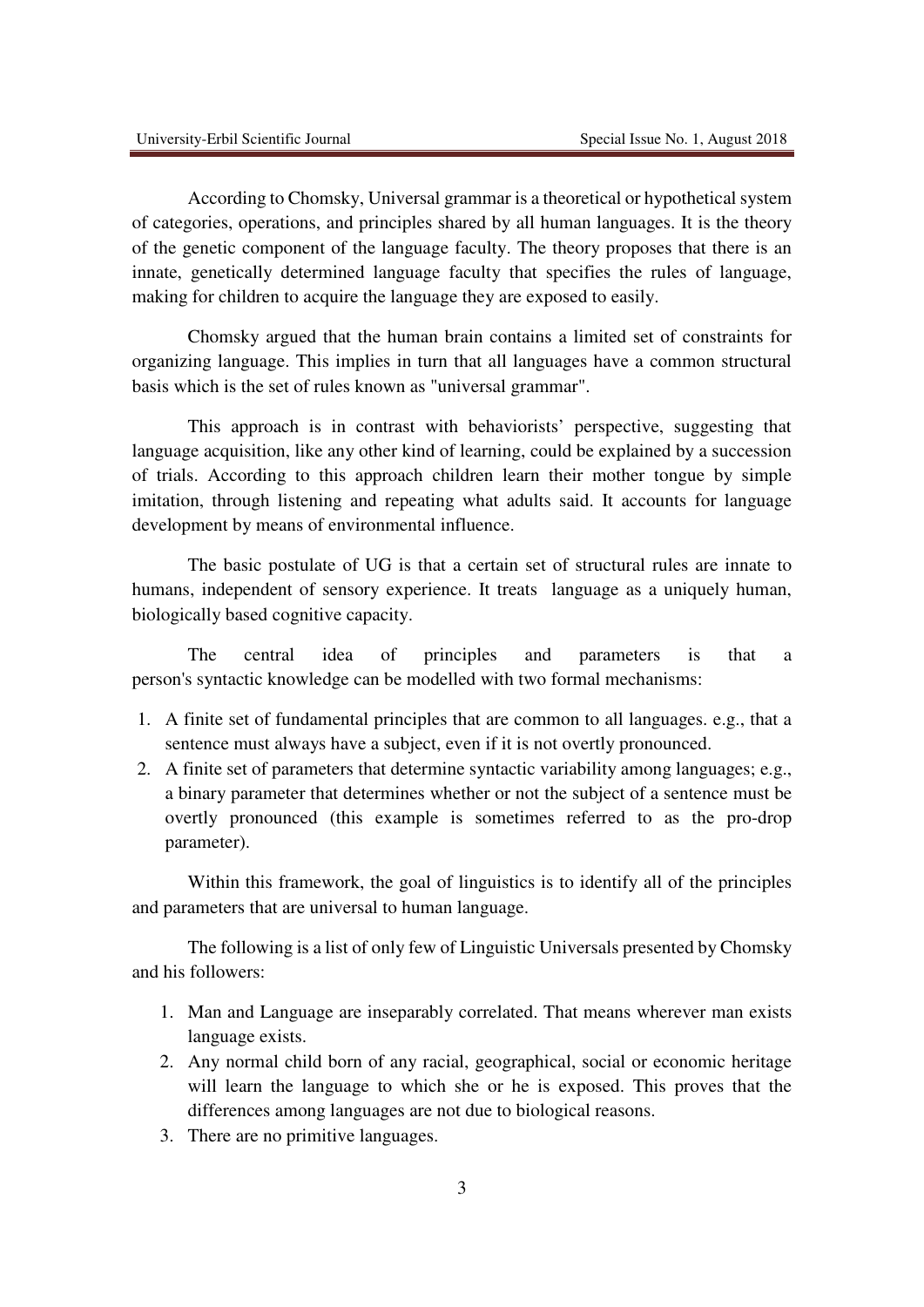According to Chomsky, Universal grammar is a theoretical or hypothetical system of categories, operations, and principles shared by all human languages. It is the theory of the genetic component of the language faculty. The theory proposes that there is an innate, genetically determined language faculty that specifies the rules of language, making for children to acquire the language they are exposed to easily.

Chomsky argued that the human brain contains a limited set of constraints for organizing language. This implies in turn that all languages have a common structural basis which is the set of rules known as "universal grammar".

This approach is in contrast with behaviorists' perspective, suggesting that language acquisition, like any other kind of learning, could be explained by a succession of trials. According to this approach children learn their mother tongue by simple imitation, through listening and repeating what adults said. It accounts for language development by means of environmental influence.

The basic postulate of UG is that a certain set of structural rules are innate to humans, independent of sensory experience. It treats language as a uniquely human, biologically based cognitive capacity.

The central idea of principles and parameters is that a person's syntactic knowledge can be modelled with two formal mechanisms:

1. A finite set of fundamental principles that are common to all languages. e.g., that a sentence must always have a subject, even if it is not overtly pronounced.
2. A finite set of parameters that determine syntactic variability among languages; e.g., a binary parameter that determines whether or not the subject of a sentence must be overtly pronounced (this example is sometimes referred to as the pro-drop parameter).

Within this framework, the goal of linguistics is to identify all of the principles and parameters that are universal to human language.

The following is a list of only few of Linguistic Universals presented by Chomsky and his followers:

1. Man and Language are inseparably correlated. That means wherever man exists language exists.
2. Any normal child born of any racial, geographical, social or economic heritage will learn the language to which she or he is exposed. This proves that the differences among languages are not due to biological reasons.
3. There are no primitive languages.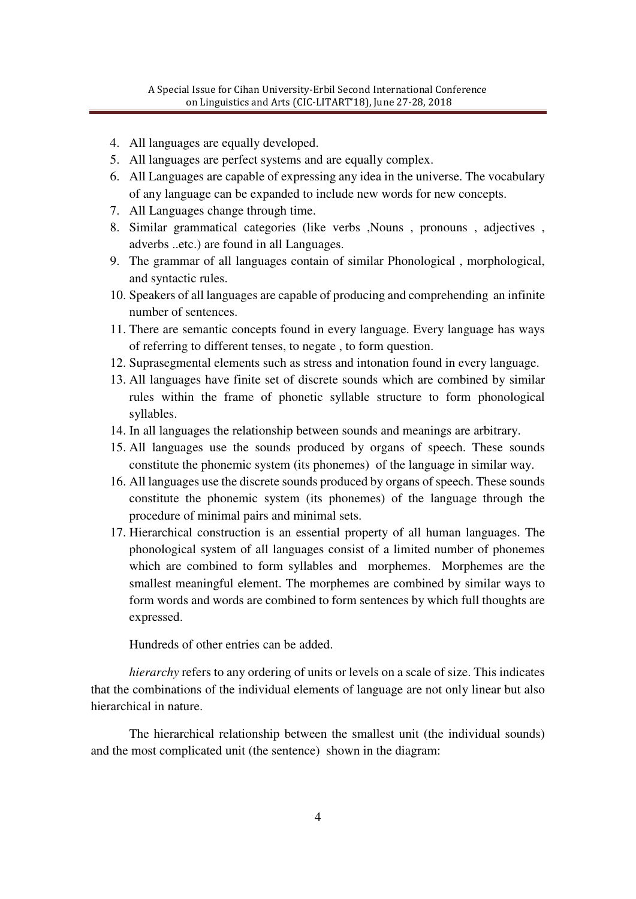4. All languages are equally developed.
5. All languages are perfect systems and are equally complex.
6. All Languages are capable of expressing any idea in the universe. The vocabulary of any language can be expanded to include new words for new concepts.
7. All Languages change through time.
8. Similar grammatical categories (like verbs ,Nouns , pronouns , adjectives , adverbs ..etc.) are found in all Languages.
9. The grammar of all languages contain of similar Phonological , morphological, and syntactic rules.
10. Speakers of all languages are capable of producing and comprehending an infinite number of sentences.
11. There are semantic concepts found in every language. Every language has ways of referring to different tenses, to negate , to form question.
12. Suprasegmental elements such as stress and intonation found in every language.
13. All languages have finite set of discrete sounds which are combined by similar rules within the frame of phonetic syllable structure to form phonological syllables.
14. In all languages the relationship between sounds and meanings are arbitrary.
15. All languages use the sounds produced by organs of speech. These sounds constitute the phonemic system (its phonemes) of the language in similar way.
16. All languages use the discrete sounds produced by organs of speech. These sounds constitute the phonemic system (its phonemes) of the language through the procedure of minimal pairs and minimal sets.
17. Hierarchical construction is an essential property of all human languages. The phonological system of all languages consist of a limited number of phonemes which are combined to form syllables and morphemes. Morphemes are the smallest meaningful element. The morphemes are combined by similar ways to form words and words are combined to form sentences by which full thoughts are expressed.

Hundreds of other entries can be added.

*hierarchy* refers to any ordering of units or levels on a scale of size. This indicates that the combinations of the individual elements of language are not only linear but also hierarchical in nature.

The hierarchical relationship between the smallest unit (the individual sounds) and the most complicated unit (the sentence) shown in the diagram: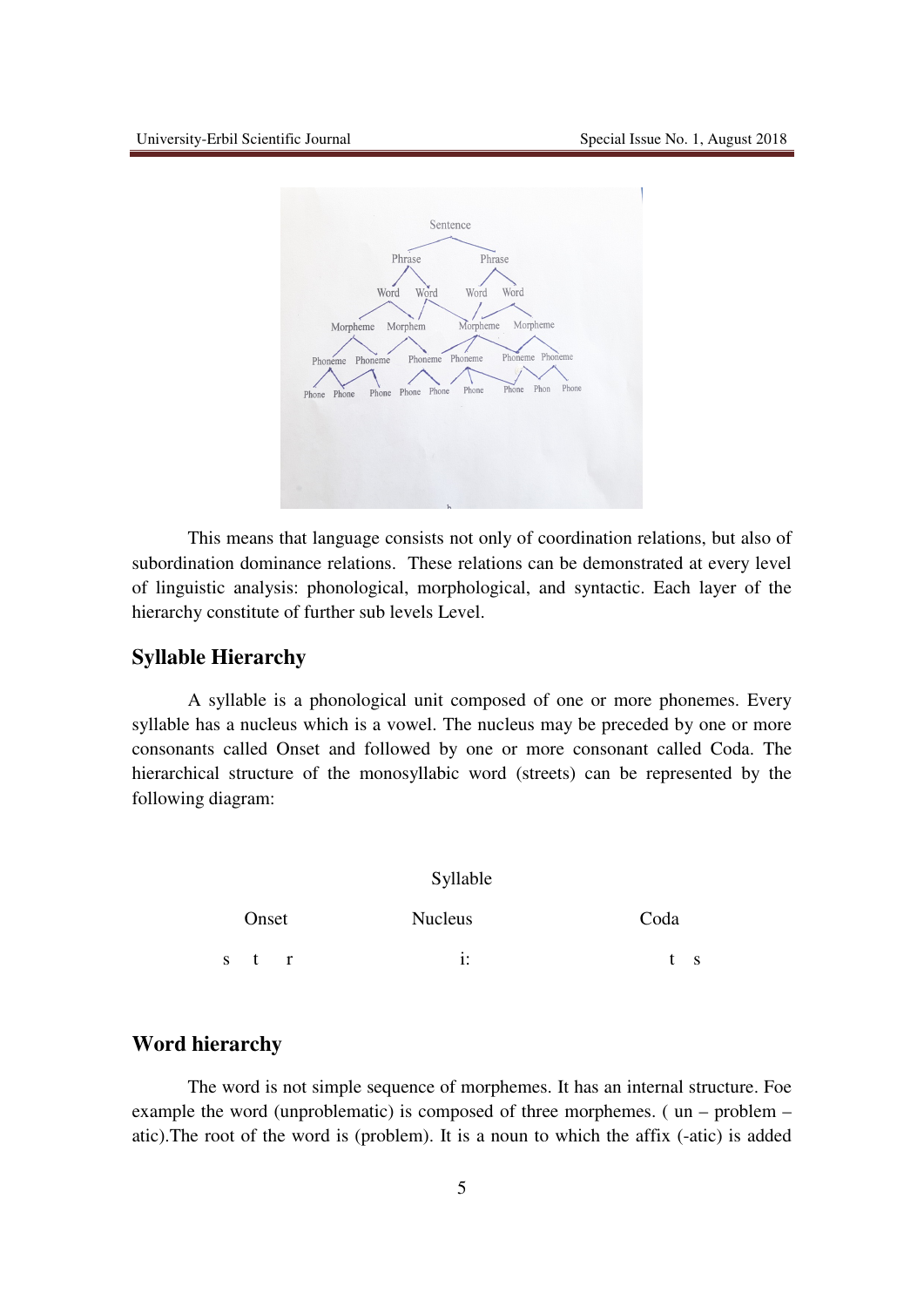This means that language consists not only of coordination relations, but also of subordination dominance relations. These relations can be demonstrated at every level of linguistic analysis: phonological, morphological, and syntactic. Each layer of the hierarchy constitute of further sub levels Level.

## Syllable Hierarchy

A syllable is a phonological unit composed of one or more phonemes. Every syllable has a nucleus which is a vowel. The nucleus may be preceded by one or more consonants called Onset and followed by one or more consonant called Coda. The hierarchical structure of the monosyllabic word (streets) can be represented by the following diagram:

| | Syllable | |
|---|---|---|
| Onset | Nucleus | Coda |
| s t r | i: | t s |

## Word hierarchy

The word is not simple sequence of morphemes. It has an internal structure. Foe example the word (unproblematic) is composed of three morphemes. ( un – problem – atic).The root of the word is (problem). It is a noun to which the affix (-atic) is added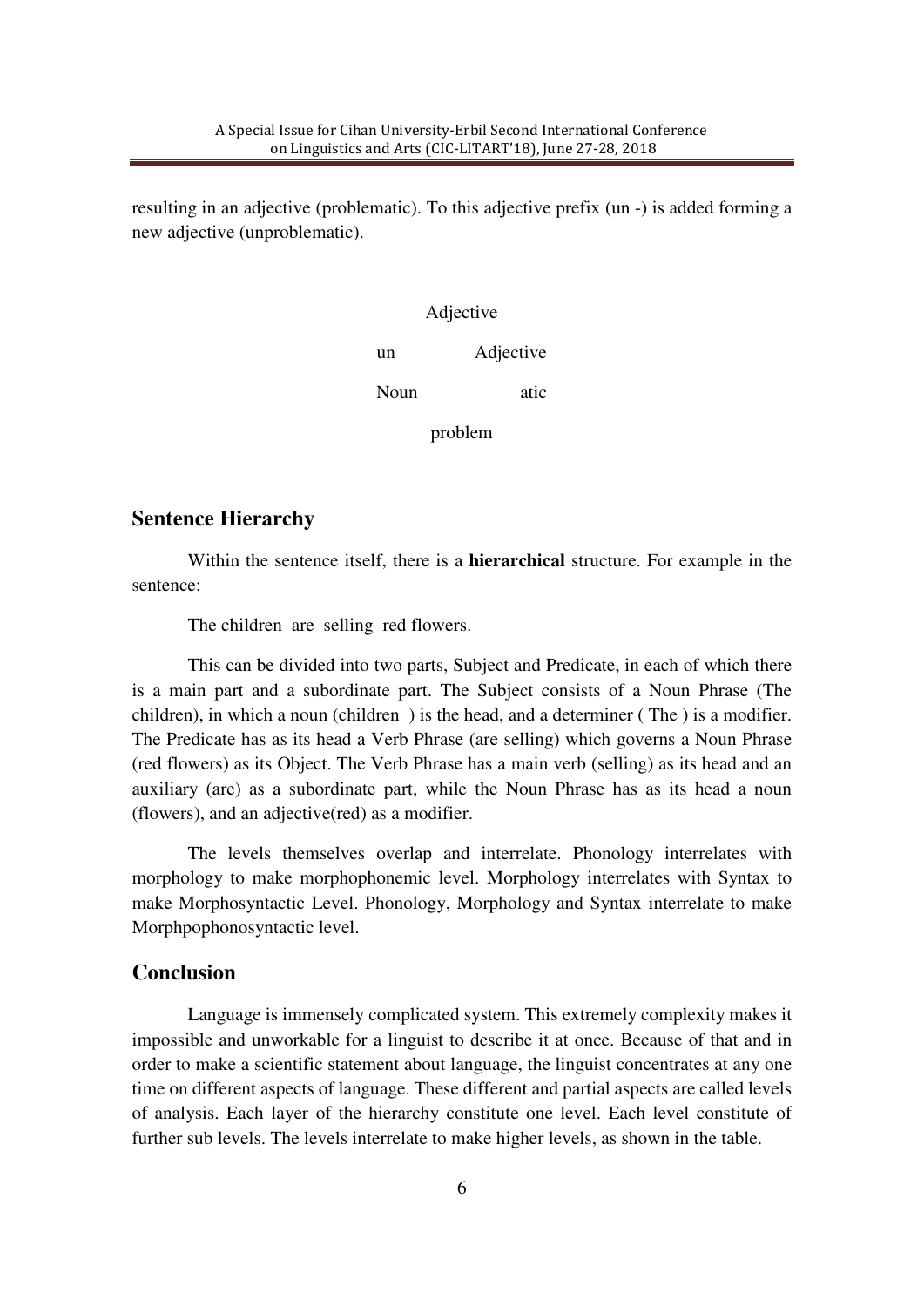resulting in an adjective (problematic). To this adjective prefix (un -) is added forming a new adjective (unproblematic).

```
            Adjective
      un              Adjective
      Noun                  atic
             problem
```

## Sentence Hierarchy

Within the sentence itself, there is a **hierarchical** structure. For example in the sentence:

The children are selling red flowers.

This can be divided into two parts, Subject and Predicate, in each of which there is a main part and a subordinate part. The Subject consists of a Noun Phrase (The children), in which a noun (children ) is the head, and a determiner ( The ) is a modifier. The Predicate has as its head a Verb Phrase (are selling) which governs a Noun Phrase (red flowers) as its Object. The Verb Phrase has a main verb (selling) as its head and an auxiliary (are) as a subordinate part, while the Noun Phrase has as its head a noun (flowers), and an adjective(red) as a modifier.

The levels themselves overlap and interrelate. Phonology interrelates with morphology to make morphophonemic level. Morphology interrelates with Syntax to make Morphosyntactic Level. Phonology, Morphology and Syntax interrelate to make Morphpophonosyntactic level.

## Conclusion

Language is immensely complicated system. This extremely complexity makes it impossible and unworkable for a linguist to describe it at once. Because of that and in order to make a scientific statement about language, the linguist concentrates at any one time on different aspects of language. These different and partial aspects are called levels of analysis. Each layer of the hierarchy constitute one level. Each level constitute of further sub levels. The levels interrelate to make higher levels, as shown in the table.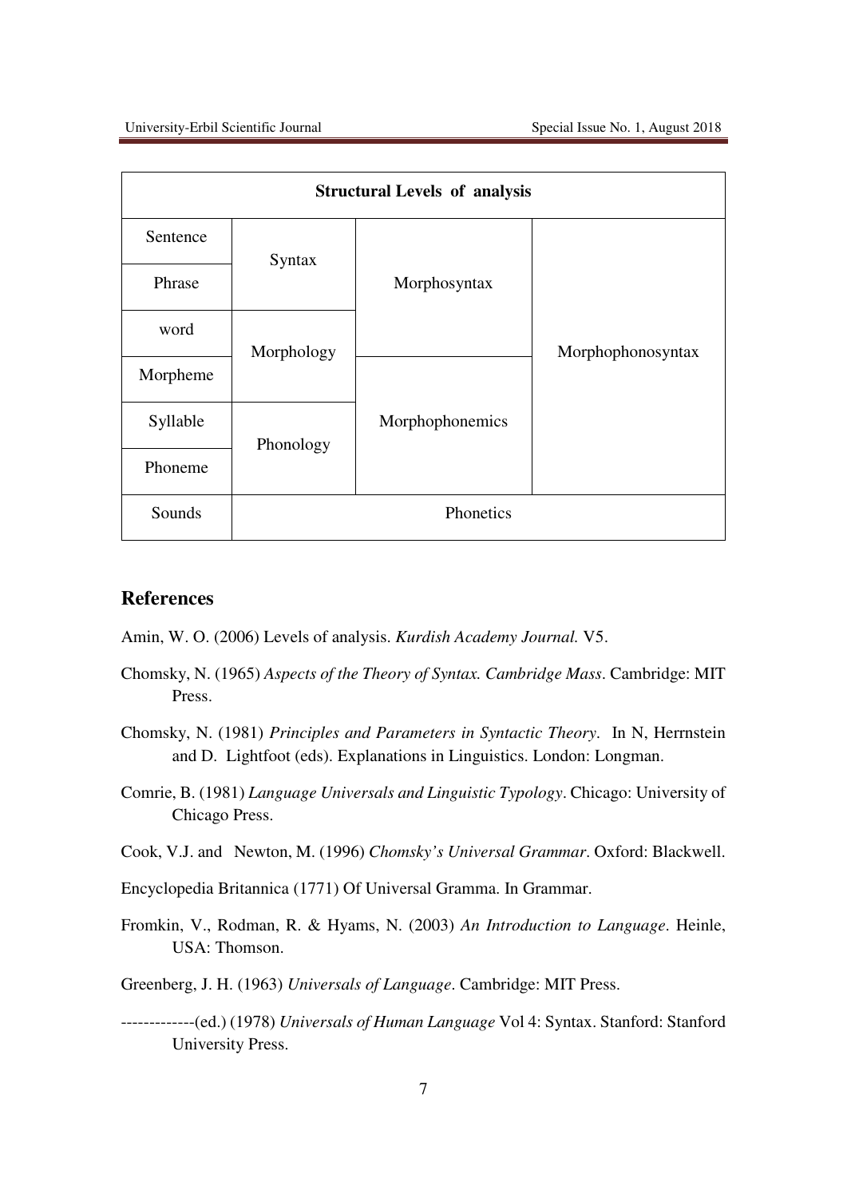| Structural Levels of analysis | | | |
|---|---|---|---|
| Sentence | Syntax | Morphosyntax | Morphophonosyntax |
| Phrase | | | |
| word | Morphology | | |
| Morpheme | | Morphophonemics | |
| Syllable | Phonology | | |
| Phoneme | | | |
| Sounds | Phonetics | | |

## References

Amin, W. O. (2006) Levels of analysis. *Kurdish Academy Journal.* V5.

Chomsky, N. (1965) *Aspects of the Theory of Syntax. Cambridge Mass*. Cambridge: MIT Press.

Chomsky, N. (1981) *Principles and Parameters in Syntactic Theory*. In N, Herrnstein and D. Lightfoot (eds). Explanations in Linguistics. London: Longman.

Comrie, B. (1981) *Language Universals and Linguistic Typology*. Chicago: University of Chicago Press.

Cook, V.J. and Newton, M. (1996) *Chomsky's Universal Grammar*. Oxford: Blackwell.

Encyclopedia Britannica (1771) Of Universal Gramma. In Grammar.

Fromkin, V., Rodman, R. & Hyams, N. (2003) *An Introduction to Language*. Heinle, USA: Thomson.

Greenberg, J. H. (1963) *Universals of Language*. Cambridge: MIT Press.

-------------(ed.) (1978) *Universals of Human Language* Vol 4: Syntax. Stanford: Stanford University Press.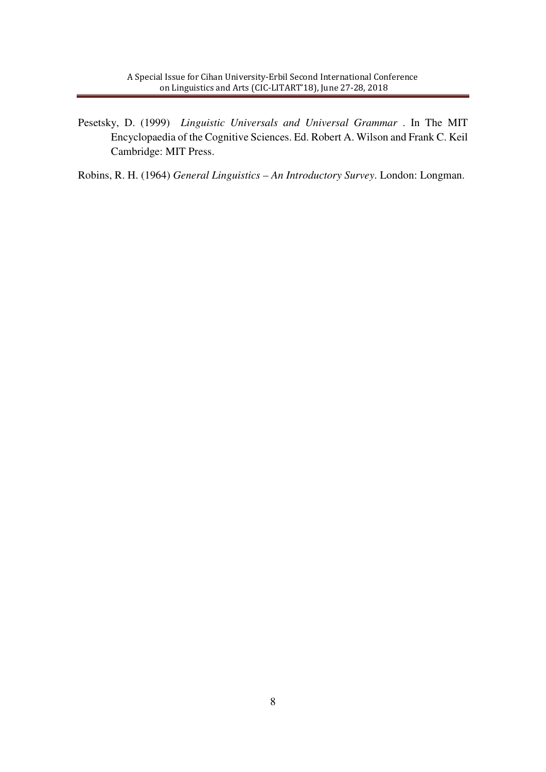Pesetsky, D. (1999) *Linguistic Universals and Universal Grammar* . In The MIT Encyclopaedia of the Cognitive Sciences. Ed. Robert A. Wilson and Frank C. Keil Cambridge: MIT Press.

Robins, R. H. (1964) *General Linguistics – An Introductory Survey*. London: Longman.